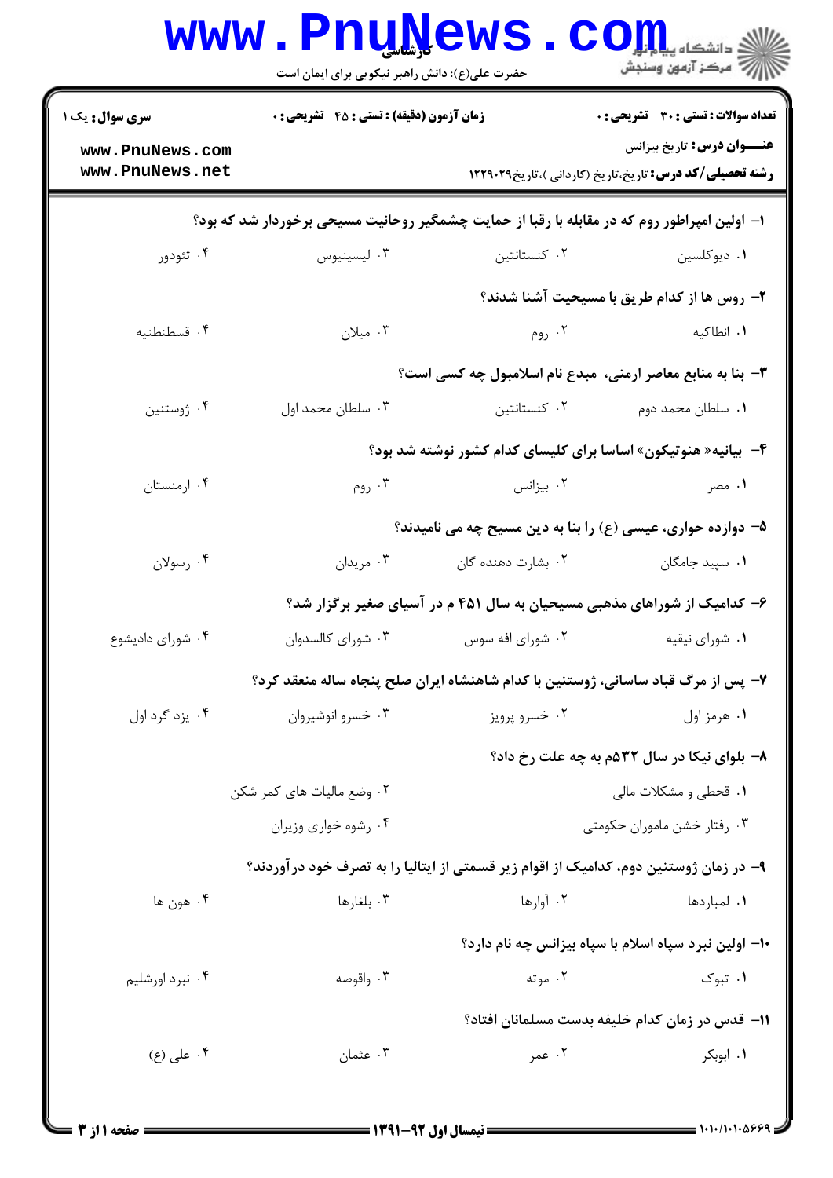کارشناسی

حضرت علی(ع): دانش راهبر نیکویی برای ایمان است

**سری سوال:** یک ۱

**زمان آزمون (دقیقه) : تستی : ۴۵ تشریحی : ۰**

**تعداد سوالات : تستی : ۳۰ تشریحی : ۰**

**عنـــوان درس:** تاریخ بیزانس

**رشته تحصیلی/کد درس:** تاریخ،تاریخ (کاردانی )،تاریخ۱۲۲۹۰۲۹

**۱- اولین امپراطور روم که در مقابله با رقبا از حمایت چشمگیر روحانیت مسیحی برخوردار شد که بود؟**

۱. دیوکلسین
۲. کنستانتین
۳. لیسینیوس
۴. تئودور

**۲- روس ها از کدام طریق با مسیحیت آشنا شدند؟**

۱. انطاکیه
۲. روم
۳. میلان
۴. قسطنطنیه

**۳- بنا به منابع معاصر ارمنی، مبدع نام اسلامبول چه کسی است؟**

۱. سلطان محمد دوم
۲. کنستانتین
۳. سلطان محمد اول
۴. ژوستنین

**۴- بیانیه« هنوتیکون» اساسا برای کلیسای کدام کشور نوشته شد بود؟**

۱. مصر
۲. بیزانس
۳. روم
۴. ارمنستان

**۵- دوازده حواری، عیسی (ع) را بنا به دین مسیح چه می نامیدند؟**

۱. سپید جامگان
۲. بشارت دهنده گان
۳. مریدان
۴. رسولان

**۶- کدامیک از شوراهای مذهبی مسیحیان به سال ۴۵۱ م در آسیای صغیر برگزار شد؟**

۱. شورای نیقیه
۲. شورای افه سوس
۳. شورای کالسدوان
۴. شورای دادیشوع

**۷- پس از مرگ قباد ساسانی، ژوستنین با کدام شاهنشاه ایران صلح پنجاه ساله منعقد کرد؟**

۱. هرمز اول
۲. خسرو پرویز
۳. خسرو انوشیروان
۴. یزد گرد اول

**۸- بلوای نیکا در سال ۵۳۲م به چه علت رخ داد؟**

۱. قحطی و مشکلات مالی
۲. وضع مالیات های کمر شکن
۳. رفتار خشن ماموران حکومتی
۴. رشوه خواری وزیران

**۹- در زمان ژوستنین دوم، کدامیک از اقوام زیر قسمتی از ایتالیا را به تصرف خود درآوردند؟**

۱. لمباردها
۲. آوارها
۳. بلغارها
۴. هون ها

**۱۰- اولین نبرد سپاه اسلام با سپاه بیزانس چه نام دارد؟**

۱. تبوک
۲. موته
۳. واقوصه
۴. نبرد اورشلیم

**۱۱- قدس در زمان کدام خلیفه بدست مسلمانان افتاد؟**

۱. ابوبکر
۲. عمر
۳. عثمان
۴. علی (ع)

نیمسال اول ۹۲-۱۳۹۱

۱۰۱۰/۱۰۱۰۵۶۶۹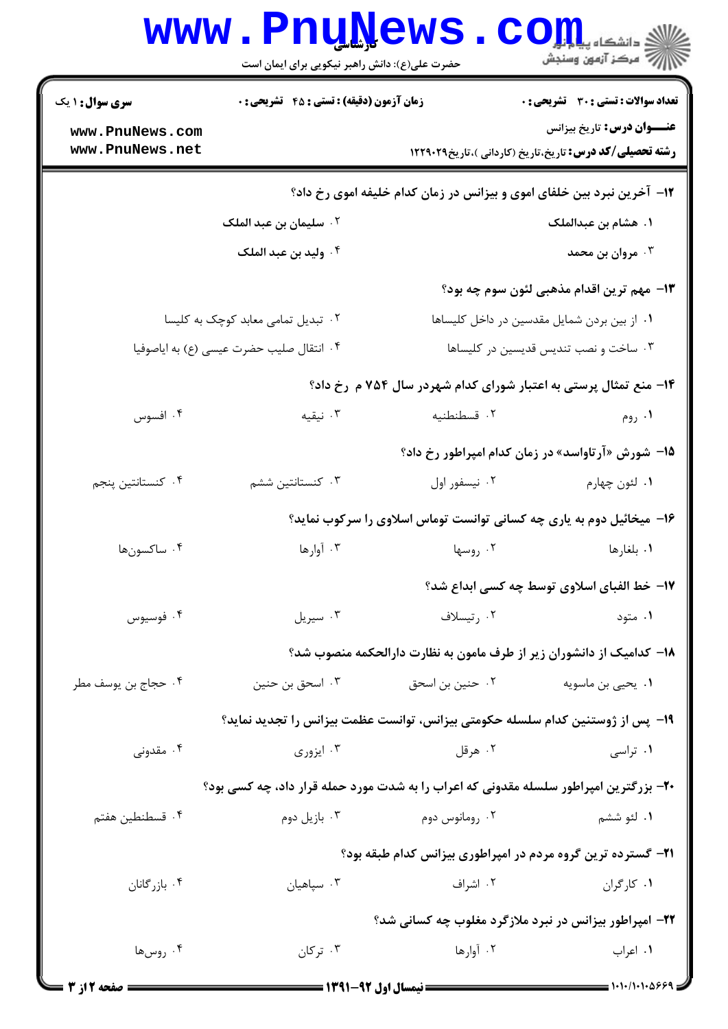۱۲- آخرین نبرد بین خلفای اموی و بیزانس در زمان کدام خلیفه اموی رخ داد؟

۱. هشام بن عبدالملک
۲. سلیمان بن عبد الملک
۳. مروان بن محمد
۴. ولید بن عبد الملک

۱۳- مهم ترین اقدام مذهبی لئون سوم چه بود؟

۱. از بین بردن شمایل مقدسین در داخل کلیساها
۲. تبدیل تمامی معابد کوچک به کلیسا
۳. ساخت و نصب تندیس قدیسین در کلیساها
۴. انتقال صلیب حضرت عیسی (ع) به ایاصوفیا

۱۴- منع تمثال پرستی به اعتبار شورای کدام شهردر سال ۷۵۴ م رخ داد؟

۱. روم
۲. قسطنطنیه
۳. نیقیه
۴. افسوس

۱۵- شورش «آرتاواسد» در زمان کدام امپراطور رخ داد؟

۱. لئون چهارم
۲. نیسفور اول
۳. کنستانتین ششم
۴. کنستانتین پنجم

۱۶- میخائیل دوم به یاری چه کسانی توانست توماس اسلاوی را سرکوب نماید؟

۱. بلغارها
۲. روسها
۳. آوارها
۴. ساکسون‌ها

۱۷- خط الفبای اسلاوی توسط چه کسی ابداع شد؟

۱. متود
۲. رتیسلاف
۳. سیریل
۴. فوسیوس

۱۸- کدامیک از دانشوران زیر از طرف مامون به نظارت دارالحکمه منصوب شد؟

۱. یحیی بن ماسویه
۲. حنین بن اسحق
۳. اسحق بن حنین
۴. حجاج بن یوسف مطر

۱۹- پس از ژوستنین کدام سلسله حکومتی بیزانس، توانست عظمت بیزانس را تجدید نماید؟

۱. تراسی
۲. هرقل
۳. ایزوری
۴. مقدونی

۲۰- بزرگترین امپراطور سلسله مقدونی که اعراب را به شدت مورد حمله قرار داد، چه کسی بود؟

۱. لئو ششم
۲. رومانوس دوم
۳. بازیل دوم
۴. قسطنطین هفتم

۲۱- گسترده ترین گروه مردم در امپراطوری بیزانس کدام طبقه بود؟

۱. کارگران
۲. اشراف
۳. سپاهیان
۴. بازرگانان

۲۲- امپراطور بیزانس در نبرد ملازگرد مغلوب چه کسانی شد؟

۱. اعراب
۲. آوارها
۳. ترکان
۴. روس‌ها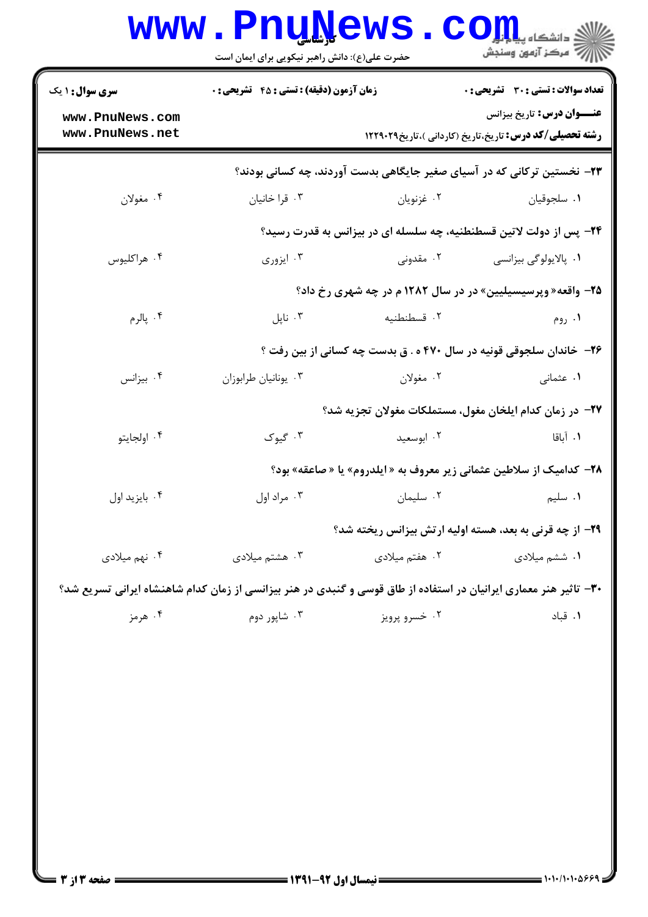۲۳- نخستین ترکانی که در آسیای صغیر جایگاهی بدست آوردند، چه کسانی بودند؟

۱. سلجوقیان
۲. غزنویان
۳. قرا خانیان
۴. مغولان

۲۴- پس از دولت لاتین قسطنطنیه، چه سلسله ای در بیزانس به قدرت رسید؟

۱. پالایولوگی بیزانسی
۲. مقدونی
۳. ایزوری
۴. هراکلیوس

۲۵- واقعه« وپرسیسیلیین» در در سال ۱۲۸۲ م در چه شهری رخ داد؟

۱. روم
۲. قسطنطنیه
۳. ناپل
۴. پالرم

۲۶- خاندان سلجوقی قونیه در سال ۴۷۰ ه . ق بدست چه کسانی از بین رفت ؟

۱. عثمانی
۲. مغولان
۳. یونانیان طرابوزان
۴. بیزانس

۲۷- در زمان کدام ایلخان مغول، مستملکات مغولان تجزیه شد؟

۱. آباقا
۲. ابوسعید
۳. گیوک
۴. اولجایتو

۲۸- کدامیک از سلاطین عثمانی زیر معروف به « ایلدروم» یا « صاعقه» بود؟

۱. سلیم
۲. سلیمان
۳. مراد اول
۴. بایزید اول

۲۹- از چه قرنی به بعد، هسته اولیه ارتش بیزانس ریخته شد؟

۱. ششم میلادی
۲. هفتم میلادی
۳. هشتم میلادی
۴. نهم میلادی

۳۰- تاثیر هنر معماری ایرانیان در استفاده از طاق قوسی و گنبدی در هنر بیزانسی از زمان کدام شاهنشاه ایرانی تسریع شد؟

۱. قباد
۲. خسرو پرویز
۳. شاپور دوم
۴. هرمز